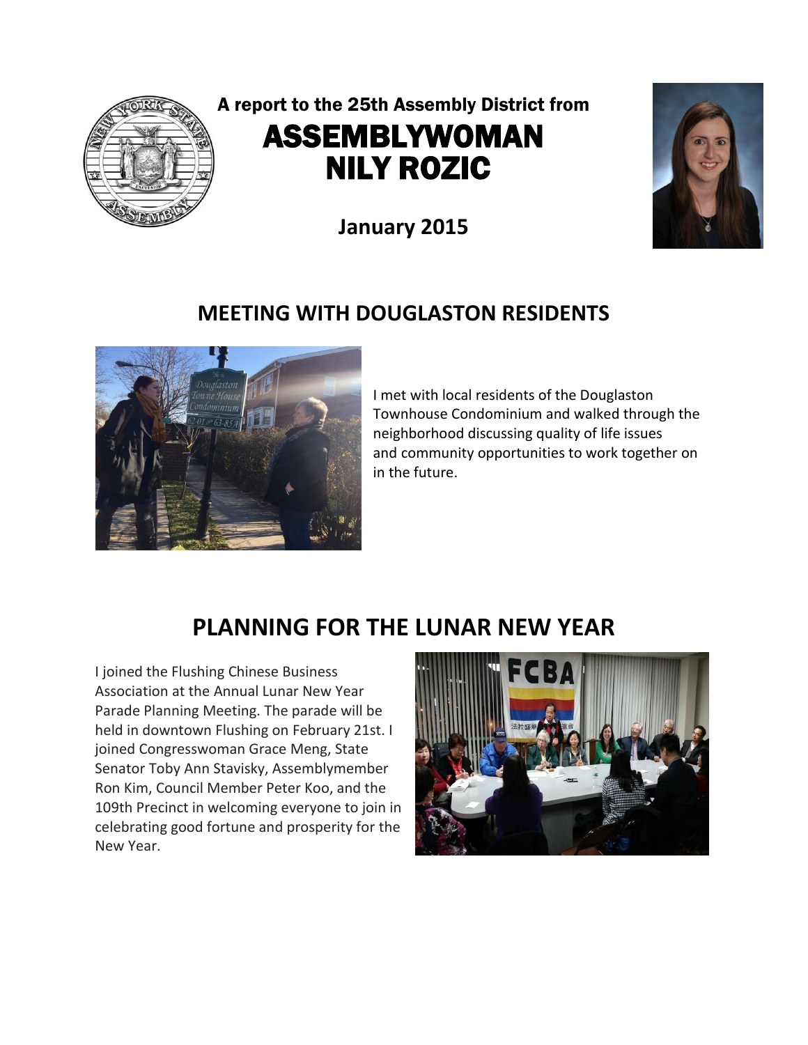A report to the 25th Assembly District from

# ASSEMBLYWOMAN NILY ROZIC

**January 2015**

## MEETING WITH DOUGLASTON RESIDENTS

I met with local residents of the Douglaston Townhouse Condominium and walked through the neighborhood discussing quality of life issues and community opportunities to work together on in the future.

## PLANNING FOR THE LUNAR NEW YEAR

I joined the Flushing Chinese Business Association at the Annual Lunar New Year Parade Planning Meeting. The parade will be held in downtown Flushing on February 21st. I joined Congresswoman Grace Meng, State Senator Toby Ann Stavisky, Assemblymember Ron Kim, Council Member Peter Koo, and the 109th Precinct in welcoming everyone to join in celebrating good fortune and prosperity for the New Year.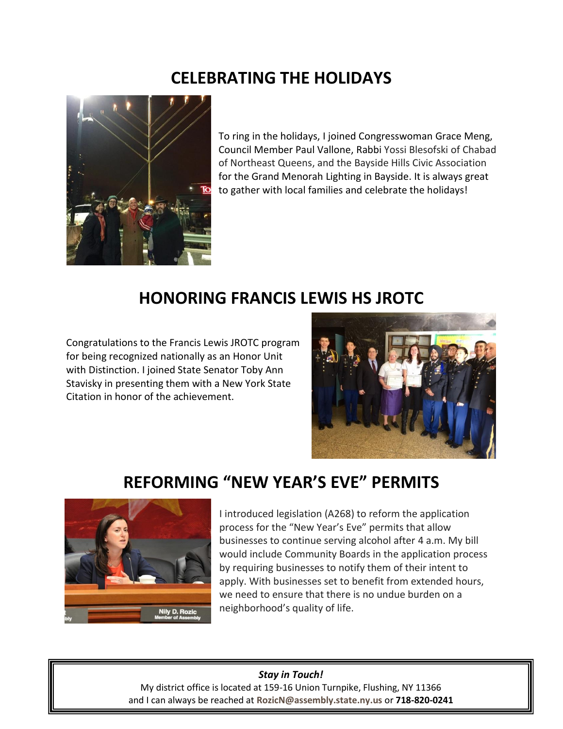## CELEBRATING THE HOLIDAYS

To ring in the holidays, I joined Congresswoman Grace Meng, Council Member Paul Vallone, Rabbi Yossi Blesofski of Chabad of Northeast Queens, and the Bayside Hills Civic Association for the Grand Menorah Lighting in Bayside. It is always great to gather with local families and celebrate the holidays!

## HONORING FRANCIS LEWIS HS JROTC

Congratulations to the Francis Lewis JROTC program for being recognized nationally as an Honor Unit with Distinction. I joined State Senator Toby Ann Stavisky in presenting them with a New York State Citation in honor of the achievement.

## REFORMING "NEW YEAR'S EVE" PERMITS

I introduced legislation (A268) to reform the application process for the "New Year's Eve" permits that allow businesses to continue serving alcohol after 4 a.m. My bill would include Community Boards in the application process by requiring businesses to notify them of their intent to apply. With businesses set to benefit from extended hours, we need to ensure that there is no undue burden on a neighborhood's quality of life.

***Stay in Touch!***

My district office is located at 159-16 Union Turnpike, Flushing, NY 11366
and I can always be reached at **RozicN@assembly.state.ny.us** or **718-820-0241**